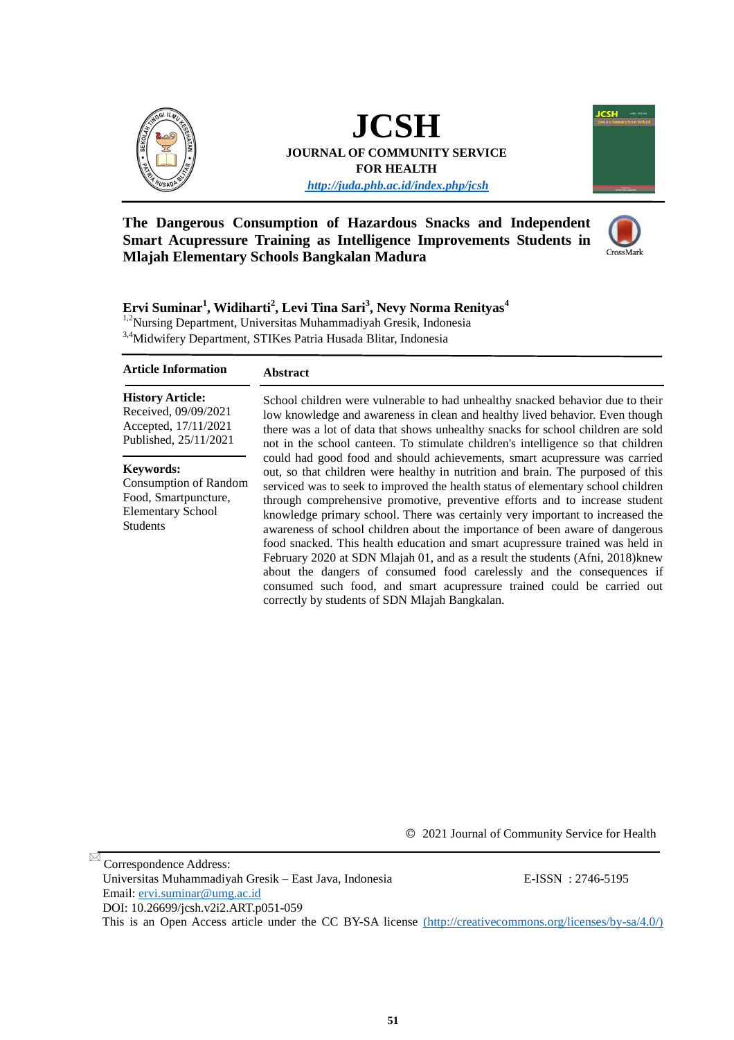# JCSH

**JOURNAL OF COMMUNITY SERVICE FOR HEALTH**

*http://juda.phb.ac.id/index.php/jcsh*

## The Dangerous Consumption of Hazardous Snacks and Independent Smart Acupressure Training as Intelligence Improvements Students in Mlajah Elementary Schools Bangkalan Madura

**Ervi Suminar[1], Widiharti[2], Levi Tina Sari[3], Nevy Norma Renityas[4]**

[1,2]Nursing Department, Universitas Muhammadiyah Gresik, Indonesia

[3,4]Midwifery Department, STIKes Patria Husada Blitar, Indonesia

**Article Information**

**History Article:**
Received, 09/09/2021
Accepted, 17/11/2021
Published, 25/11/2021

**Keywords:**
Consumption of Random Food, Smartpuncture, Elementary School Students

**Abstract**

School children were vulnerable to had unhealthy snacked behavior due to their low knowledge and awareness in clean and healthy lived behavior. Even though there was a lot of data that shows unhealthy snacks for school children are sold not in the school canteen. To stimulate children's intelligence so that children could had good food and should achievements, smart acupressure was carried out, so that children were healthy in nutrition and brain. The purposed of this serviced was to seek to improved the health status of elementary school children through comprehensive promotive, preventive efforts and to increase student knowledge primary school. There was certainly very important to increased the awareness of school children about the importance of been aware of dangerous food snacked. This health education and smart acupressure trained was held in February 2020 at SDN Mlajah 01, and as a result the students (Afni, 2018)knew about the dangers of consumed food carelessly and the consequences if consumed such food, and smart acupressure trained could be carried out correctly by students of SDN Mlajah Bangkalan.

© 2021 Journal of Community Service for Health

Correspondence Address:
Universitas Muhammadiyah Gresik – East Java, Indonesia
Email: ervi.suminar@umg.ac.id
DOI: 10.26699/jcsh.v2i2.ART.p051-059
This is an Open Access article under the CC BY-SA license (http://creativecommons.org/licenses/by-sa/4.0/)

E-ISSN : 2746-5195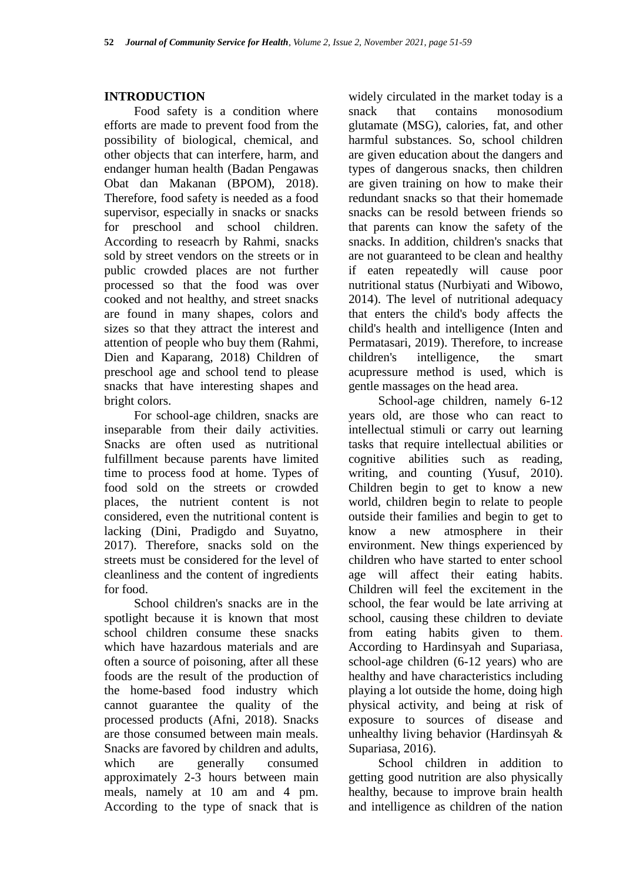## INTRODUCTION

Food safety is a condition where efforts are made to prevent food from the possibility of biological, chemical, and other objects that can interfere, harm, and endanger human health (Badan Pengawas Obat dan Makanan (BPOM), 2018). Therefore, food safety is needed as a food supervisor, especially in snacks or snacks for preschool and school children. According to reseacrh by Rahmi, snacks sold by street vendors on the streets or in public crowded places are not further processed so that the food was over cooked and not healthy, and street snacks are found in many shapes, colors and sizes so that they attract the interest and attention of people who buy them (Rahmi, Dien and Kaparang, 2018) Children of preschool age and school tend to please snacks that have interesting shapes and bright colors.

For school-age children, snacks are inseparable from their daily activities. Snacks are often used as nutritional fulfillment because parents have limited time to process food at home. Types of food sold on the streets or crowded places, the nutrient content is not considered, even the nutritional content is lacking (Dini, Pradigdo and Suyatno, 2017). Therefore, snacks sold on the streets must be considered for the level of cleanliness and the content of ingredients for food.

School children's snacks are in the spotlight because it is known that most school children consume these snacks which have hazardous materials and are often a source of poisoning, after all these foods are the result of the production of the home-based food industry which cannot guarantee the quality of the processed products (Afni, 2018). Snacks are those consumed between main meals. Snacks are favored by children and adults, which are generally consumed approximately 2-3 hours between main meals, namely at 10 am and 4 pm. According to the type of snack that is widely circulated in the market today is a snack that contains monosodium glutamate (MSG), calories, fat, and other harmful substances. So, school children are given education about the dangers and types of dangerous snacks, then children are given training on how to make their redundant snacks so that their homemade snacks can be resold between friends so that parents can know the safety of the snacks. In addition, children's snacks that are not guaranteed to be clean and healthy if eaten repeatedly will cause poor nutritional status (Nurbiyati and Wibowo, 2014). The level of nutritional adequacy that enters the child's body affects the child's health and intelligence (Inten and Permatasari, 2019). Therefore, to increase children's intelligence, the smart acupressure method is used, which is gentle massages on the head area.

School-age children, namely 6-12 years old, are those who can react to intellectual stimuli or carry out learning tasks that require intellectual abilities or cognitive abilities such as reading, writing, and counting (Yusuf, 2010). Children begin to get to know a new world, children begin to relate to people outside their families and begin to get to know a new atmosphere in their environment. New things experienced by children who have started to enter school age will affect their eating habits. Children will feel the excitement in the school, the fear would be late arriving at school, causing these children to deviate from eating habits given to them. According to Hardinsyah and Supariasa, school-age children (6-12 years) who are healthy and have characteristics including playing a lot outside the home, doing high physical activity, and being at risk of exposure to sources of disease and unhealthy living behavior (Hardinsyah & Supariasa, 2016).

School children in addition to getting good nutrition are also physically healthy, because to improve brain health and intelligence as children of the nation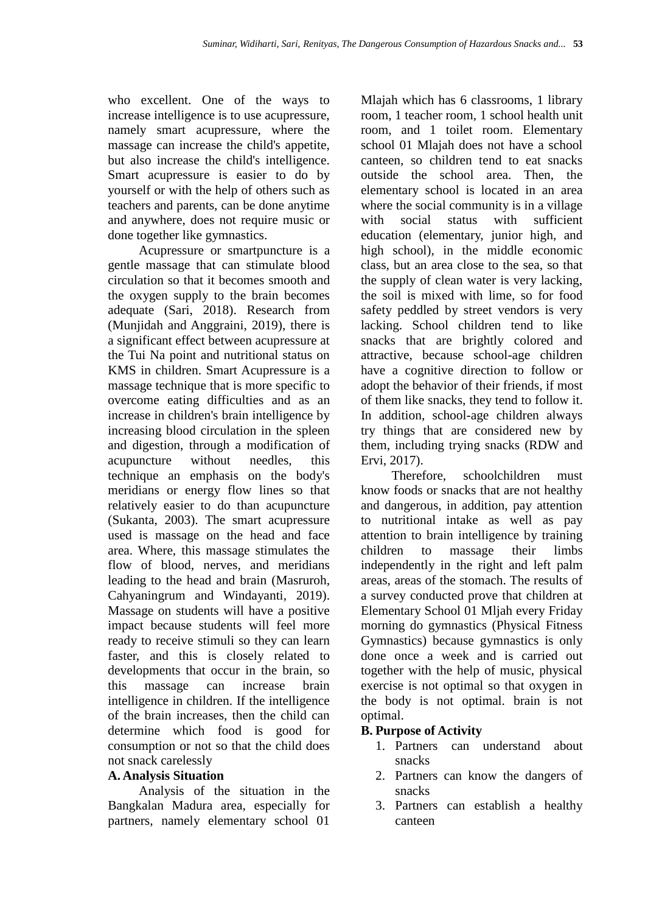who excellent. One of the ways to increase intelligence is to use acupressure, namely smart acupressure, where the massage can increase the child's appetite, but also increase the child's intelligence. Smart acupressure is easier to do by yourself or with the help of others such as teachers and parents, can be done anytime and anywhere, does not require music or done together like gymnastics.

Acupressure or smartpuncture is a gentle massage that can stimulate blood circulation so that it becomes smooth and the oxygen supply to the brain becomes adequate (Sari, 2018). Research from (Munjidah and Anggraini, 2019), there is a significant effect between acupressure at the Tui Na point and nutritional status on KMS in children. Smart Acupressure is a massage technique that is more specific to overcome eating difficulties and as an increase in children's brain intelligence by increasing blood circulation in the spleen and digestion, through a modification of acupuncture without needles, this technique an emphasis on the body's meridians or energy flow lines so that relatively easier to do than acupuncture (Sukanta, 2003). The smart acupressure used is massage on the head and face area. Where, this massage stimulates the flow of blood, nerves, and meridians leading to the head and brain (Masruroh, Cahyaningrum and Windayanti, 2019). Massage on students will have a positive impact because students will feel more ready to receive stimuli so they can learn faster, and this is closely related to developments that occur in the brain, so this massage can increase brain intelligence in children. If the intelligence of the brain increases, then the child can determine which food is good for consumption or not so that the child does not snack carelessly

## A. Analysis Situation

Analysis of the situation in the Bangkalan Madura area, especially for partners, namely elementary school 01 Mlajah which has 6 classrooms, 1 library room, 1 teacher room, 1 school health unit room, and 1 toilet room. Elementary school 01 Mlajah does not have a school canteen, so children tend to eat snacks outside the school area. Then, the elementary school is located in an area where the social community is in a village with social status with sufficient education (elementary, junior high, and high school), in the middle economic class, but an area close to the sea, so that the supply of clean water is very lacking, the soil is mixed with lime, so for food safety peddled by street vendors is very lacking. School children tend to like snacks that are brightly colored and attractive, because school-age children have a cognitive direction to follow or adopt the behavior of their friends, if most of them like snacks, they tend to follow it. In addition, school-age children always try things that are considered new by them, including trying snacks (RDW and Ervi, 2017).

Therefore, schoolchildren must know foods or snacks that are not healthy and dangerous, in addition, pay attention to nutritional intake as well as pay attention to brain intelligence by training children to massage their limbs independently in the right and left palm areas, areas of the stomach. The results of a survey conducted prove that children at Elementary School 01 Mljah every Friday morning do gymnastics (Physical Fitness Gymnastics) because gymnastics is only done once a week and is carried out together with the help of music, physical exercise is not optimal so that oxygen in the body is not optimal. brain is not optimal.

## B. Purpose of Activity

1. Partners can understand about snacks
2. Partners can know the dangers of snacks
3. Partners can establish a healthy canteen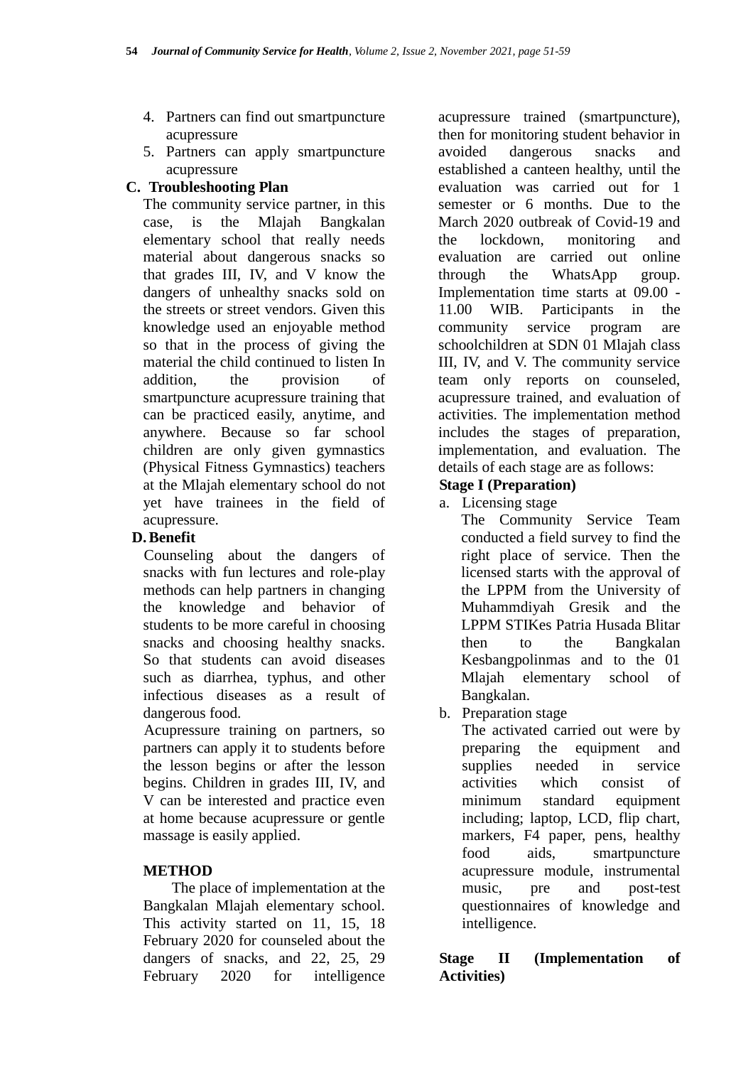4. Partners can find out smartpuncture acupressure
5. Partners can apply smartpuncture acupressure

## C. Troubleshooting Plan

The community service partner, in this case, is the Mlajah Bangkalan elementary school that really needs material about dangerous snacks so that grades III, IV, and V know the dangers of unhealthy snacks sold on the streets or street vendors. Given this knowledge used an enjoyable method so that in the process of giving the material the child continued to listen In addition, the provision of smartpuncture acupressure training that can be practiced easily, anytime, and anywhere. Because so far school children are only given gymnastics (Physical Fitness Gymnastics) teachers at the Mlajah elementary school do not yet have trainees in the field of acupressure.

## D. Benefit

Counseling about the dangers of snacks with fun lectures and role-play methods can help partners in changing the knowledge and behavior of students to be more careful in choosing snacks and choosing healthy snacks. So that students can avoid diseases such as diarrhea, typhus, and other infectious diseases as a result of dangerous food.

Acupressure training on partners, so partners can apply it to students before the lesson begins or after the lesson begins. Children in grades III, IV, and V can be interested and practice even at home because acupressure or gentle massage is easily applied.

# METHOD

The place of implementation at the Bangkalan Mlajah elementary school. This activity started on 11, 15, 18 February 2020 for counseled about the dangers of snacks, and 22, 25, 29 February 2020 for intelligence acupressure trained (smartpuncture), then for monitoring student behavior in avoided dangerous snacks and established a canteen healthy, until the evaluation was carried out for 1 semester or 6 months. Due to the March 2020 outbreak of Covid-19 and the lockdown, monitoring and evaluation are carried out online through the WhatsApp group. Implementation time starts at 09.00 - 11.00 WIB. Participants in the community service program are schoolchildren at SDN 01 Mlajah class III, IV, and V. The community service team only reports on counseled, acupressure trained, and evaluation of activities. The implementation method includes the stages of preparation, implementation, and evaluation. The details of each stage are as follows:

**Stage I (Preparation)**

a. Licensing stage

   The Community Service Team conducted a field survey to find the right place of service. Then the licensed starts with the approval of the LPPM from the University of Muhammdiyah Gresik and the LPPM STIKes Patria Husada Blitar then to the Bangkalan Kesbangpolinmas and to the 01 Mlajah elementary school of Bangkalan.

b. Preparation stage

   The activated carried out were by preparing the equipment and supplies needed in service activities which consist of minimum standard equipment including; laptop, LCD, flip chart, markers, F4 paper, pens, healthy food aids, smartpuncture acupressure module, instrumental music, pre and post-test questionnaires of knowledge and intelligence.

**Stage II (Implementation of Activities)**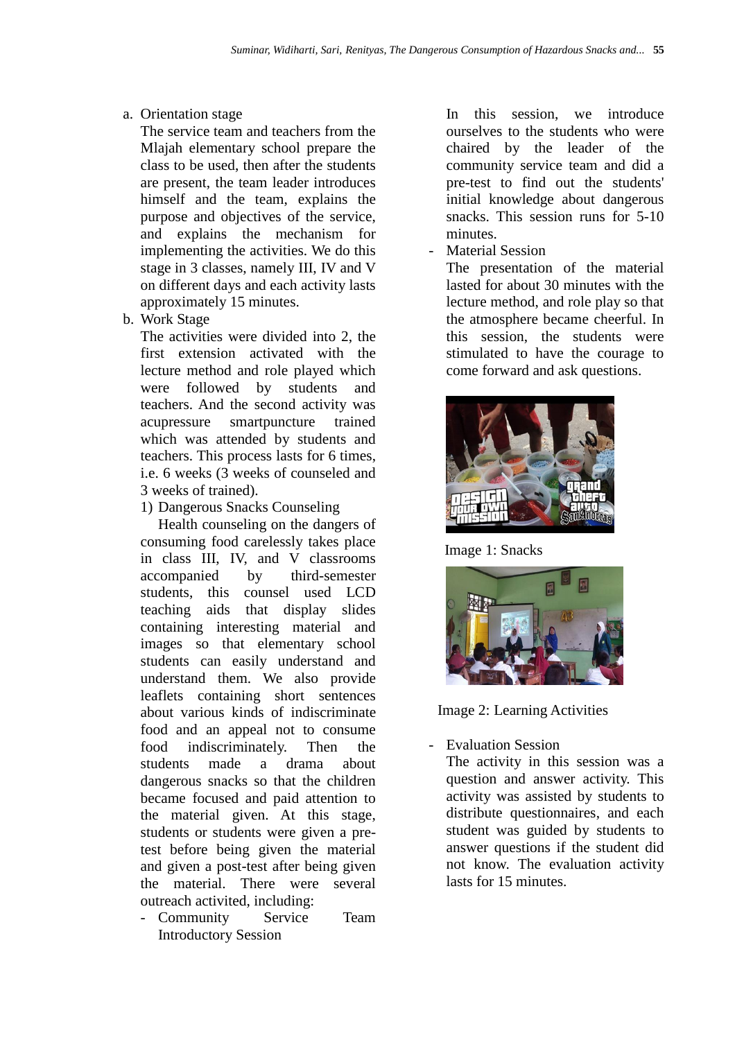a. Orientation stage

   The service team and teachers from the Mlajah elementary school prepare the class to be used, then after the students are present, the team leader introduces himself and the team, explains the purpose and objectives of the service, and explains the mechanism for implementing the activities. We do this stage in 3 classes, namely III, IV and V on different days and each activity lasts approximately 15 minutes.

b. Work Stage

   The activities were divided into 2, the first extension activated with the lecture method and role played which were followed by students and teachers. And the second activity was acupressure smartpuncture trained which was attended by students and teachers. This process lasts for 6 times, i.e. 6 weeks (3 weeks of counseled and 3 weeks of trained).

   1) Dangerous Snacks Counseling

   Health counseling on the dangers of consuming food carelessly takes place in class III, IV, and V classrooms accompanied by third-semester students, this counsel used LCD teaching aids that display slides containing interesting material and images so that elementary school students can easily understand and understand them. We also provide leaflets containing short sentences about various kinds of indiscriminate food and an appeal not to consume food indiscriminately. Then the students made a drama about dangerous snacks so that the children became focused and paid attention to the material given. At this stage, students or students were given a pre-test before being given the material and given a post-test after being given the material. There were several outreach activited, including:

   - Community Service Team Introductory Session

     In this session, we introduce ourselves to the students who were chaired by the leader of the community service team and did a pre-test to find out the students' initial knowledge about dangerous snacks. This session runs for 5-10 minutes.

   - Material Session

     The presentation of the material lasted for about 30 minutes with the lecture method, and role play so that the atmosphere became cheerful. In this session, the students were stimulated to have the courage to come forward and ask questions.

Image 1: Snacks

Image 2: Learning Activities

   - Evaluation Session

     The activity in this session was a question and answer activity. This activity was assisted by students to distribute questionnaires, and each student was guided by students to answer questions if the student did not know. The evaluation activity lasts for 15 minutes.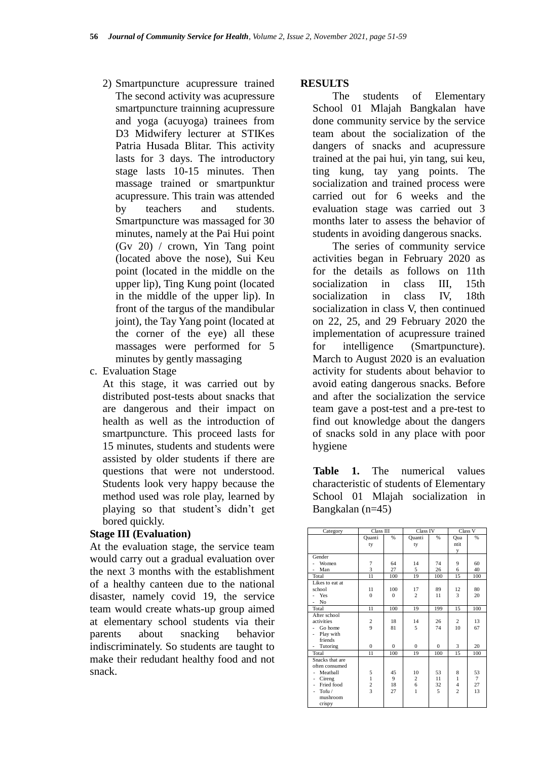2) Smartpuncture acupressure trained
The second activity was acupressure smartpuncture trainning acupressure and yoga (acuyoga) trainees from D3 Midwifery lecturer at STIKes Patria Husada Blitar. This activity lasts for 3 days. The introductory stage lasts 10-15 minutes. Then massage trained or smartpunktur acupressure. This train was attended by teachers and students. Smartpuncture was massaged for 30 minutes, namely at the Pai Hui point (Gv 20) / crown, Yin Tang point (located above the nose), Sui Keu point (located in the middle on the upper lip), Ting Kung point (located in the middle of the upper lip). In front of the targus of the mandibular joint), the Tay Yang point (located at the corner of the eye) all these massages were performed for 5 minutes by gently massaging

c. Evaluation Stage
At this stage, it was carried out by distributed post-tests about snacks that are dangerous and their impact on health as well as the introduction of smartpuncture. This proceed lasts for 15 minutes, students and students were assisted by older students if there are questions that were not understood. Students look very happy because the method used was role play, learned by playing so that student's didn't get bored quickly.

### Stage III (Evaluation)

At the evaluation stage, the service team would carry out a gradual evaluation over the next 3 months with the establishment of a healthy canteen due to the national disaster, namely covid 19, the service team would create whats-up group aimed at elementary school students via their parents about snacking behavior indiscriminately. So students are taught to make their redudant healthy food and not snack.

## RESULTS

The students of Elementary School 01 Mlajah Bangkalan have done community service by the service team about the socialization of the dangers of snacks and acupressure trained at the pai hui, yin tang, sui keu, ting kung, tay yang points. The socialization and trained process were carried out for 6 weeks and the evaluation stage was carried out 3 months later to assess the behavior of students in avoiding dangerous snacks.

The series of community service activities began in February 2020 as for the details as follows on 11th socialization in class III, 15th socialization in class IV, 18th socialization in class V, then continued on 22, 25, and 29 February 2020 the implementation of acupressure trained for intelligence (Smartpuncture). March to August 2020 is an evaluation activity for students about behavior to avoid eating dangerous snacks. Before and after the socialization the service team gave a post-test and a pre-test to find out knowledge about the dangers of snacks sold in any place with poor hygiene

**Table 1.** The numerical values characteristic of students of Elementary School 01 Mlajah socialization in Bangkalan (n=45)

| Category | Class III | | Class IV | | Class V | |
|---|---|---|---|---|---|---|
| | Quantity | % | Quantity | % | Quantity | % |
| Gender | | | | | | |
| - Women | 7 | 64 | 14 | 74 | 9 | 60 |
| - Man | 3 | 27 | 5 | 26 | 6 | 40 |
| Total | 11 | 100 | 19 | 100 | 15 | 100 |
| Likes to eat at school | | | | | | |
| - Yes | 11 | 100 | 17 | 89 | 12 | 80 |
| - No | 0 | 0 | 2 | 11 | 3 | 20 |
| Total | 11 | 100 | 19 | 199 | 15 | 100 |
| After school activities | | | | | | |
| - Go home | 2 | 18 | 14 | 26 | 2 | 13 |
| - Play with friends | 9 | 81 | 5 | 74 | 10 | 67 |
| - Tutoring | 0 | 0 | 0 | 0 | 3 | 20 |
| Total | 11 | 100 | 19 | 100 | 15 | 100 |
| Snacks that are often consumed | | | | | | |
| - Meatball | 5 | 45 | 10 | 53 | 8 | 53 |
| - Cireng | 1 | 9 | 2 | 11 | 1 | 7 |
| - Fried food | 2 | 18 | 6 | 32 | 4 | 27 |
| - Tofu / mushroom crispy | 3 | 27 | 1 | 5 | 2 | 13 |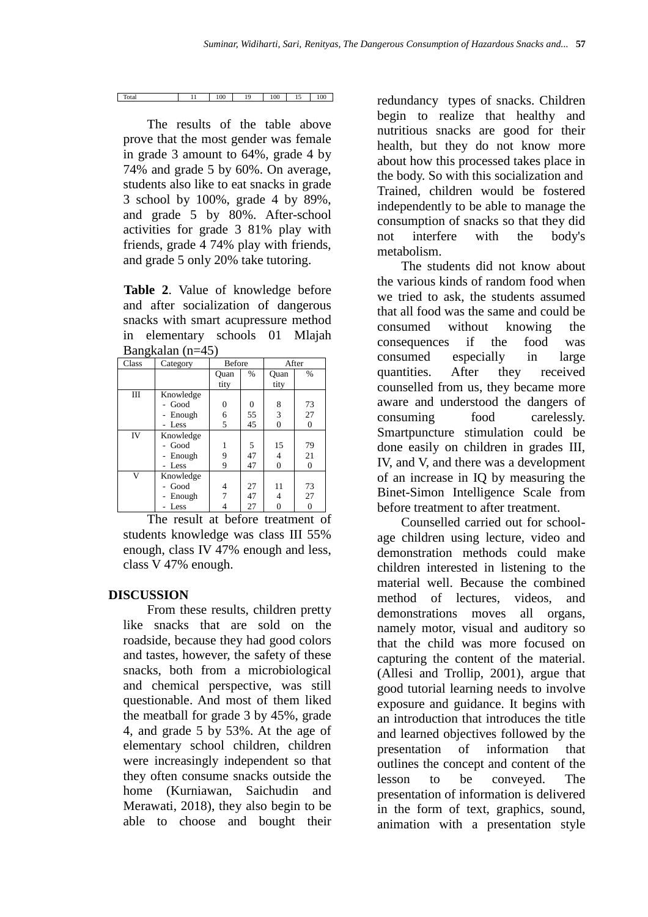| Total | | 11 | 100 | 19 | 100 | 15 | 100 |
|---|---|---|---|---|---|---|---|

The results of the table above prove that the most gender was female in grade 3 amount to 64%, grade 4 by 74% and grade 5 by 60%. On average, students also like to eat snacks in grade 3 school by 100%, grade 4 by 89%, and grade 5 by 80%. After-school activities for grade 3 81% play with friends, grade 4 74% play with friends, and grade 5 only 20% take tutoring.

**Table 2**. Value of knowledge before and after socialization of dangerous snacks with smart acupressure method in elementary schools 01 Mlajah Bangkalan (n=45)

| Class | Category | Before | | After | |
|---|---|---|---|---|---|
| | | Quantity | % | Quantity | % |
| III | Knowledge | | | | |
| | - Good | 0 | 0 | 8 | 73 |
| | - Enough | 6 | 55 | 3 | 27 |
| | - Less | 5 | 45 | 0 | 0 |
| IV | Knowledge | | | | |
| | - Good | 1 | 5 | 15 | 79 |
| | - Enough | 9 | 47 | 4 | 21 |
| | - Less | 9 | 47 | 0 | 0 |
| V | Knowledge | | | | |
| | - Good | 4 | 27 | 11 | 73 |
| | - Enough | 7 | 47 | 4 | 27 |
| | - Less | 4 | 27 | 0 | 0 |

The result at before treatment of students knowledge was class III 55% enough, class IV 47% enough and less, class V 47% enough.

## DISCUSSION

From these results, children pretty like snacks that are sold on the roadside, because they had good colors and tastes, however, the safety of these snacks, both from a microbiological and chemical perspective, was still questionable. And most of them liked the meatball for grade 3 by 45%, grade 4, and grade 5 by 53%. At the age of elementary school children, children were increasingly independent so that they often consume snacks outside the home (Kurniawan, Saichudin and Merawati, 2018), they also begin to be able to choose and bought their redundancy types of snacks. Children begin to realize that healthy and nutritious snacks are good for their health, but they do not know more about how this processed takes place in the body. So with this socialization and Trained, children would be fostered independently to be able to manage the consumption of snacks so that they did not interfere with the body's metabolism.

The students did not know about the various kinds of random food when we tried to ask, the students assumed that all food was the same and could be consumed without knowing the consequences if the food was consumed especially in large quantities. After they received counselled from us, they became more aware and understood the dangers of consuming food carelessly. Smartpuncture stimulation could be done easily on children in grades III, IV, and V, and there was a development of an increase in IQ by measuring the Binet-Simon Intelligence Scale from before treatment to after treatment.

Counselled carried out for school-age children using lecture, video and demonstration methods could make children interested in listening to the material well. Because the combined method of lectures, videos, and demonstrations moves all organs, namely motor, visual and auditory so that the child was more focused on capturing the content of the material. (Allesi and Trollip, 2001), argue that good tutorial learning needs to involve exposure and guidance. It begins with an introduction that introduces the title and learned objectives followed by the presentation of information that outlines the concept and content of the lesson to be conveyed. The presentation of information is delivered in the form of text, graphics, sound, animation with a presentation style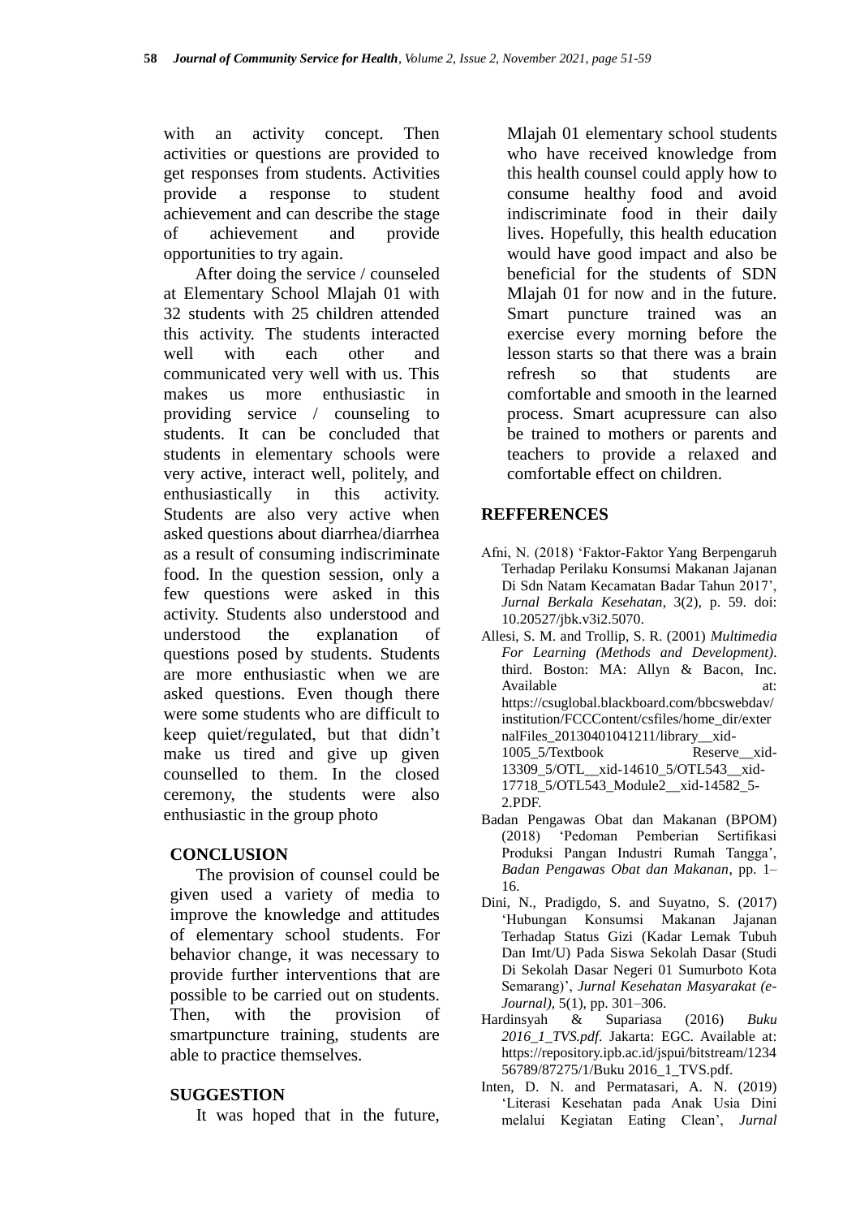with an activity concept. Then activities or questions are provided to get responses from students. Activities provide a response to student achievement and can describe the stage of achievement and provide opportunities to try again.

After doing the service / counseled at Elementary School Mlajah 01 with 32 students with 25 children attended this activity. The students interacted well with each other and communicated very well with us. This makes us more enthusiastic in providing service / counseling to students. It can be concluded that students in elementary schools were very active, interact well, politely, and enthusiastically in this activity. Students are also very active when asked questions about diarrhea/diarrhea as a result of consuming indiscriminate food. In the question session, only a few questions were asked in this activity. Students also understood and understood the explanation of questions posed by students. Students are more enthusiastic when we are asked questions. Even though there were some students who are difficult to keep quiet/regulated, but that didn't make us tired and give up given counselled to them. In the closed ceremony, the students were also enthusiastic in the group photo

## CONCLUSION

The provision of counsel could be given used a variety of media to improve the knowledge and attitudes of elementary school students. For behavior change, it was necessary to provide further interventions that are possible to be carried out on students. Then, with the provision of smartpuncture training, students are able to practice themselves.

## SUGGESTION

It was hoped that in the future, Mlajah 01 elementary school students who have received knowledge from this health counsel could apply how to consume healthy food and avoid indiscriminate food in their daily lives. Hopefully, this health education would have good impact and also be beneficial for the students of SDN Mlajah 01 for now and in the future. Smart puncture trained was an exercise every morning before the lesson starts so that there was a brain refresh so that students are comfortable and smooth in the learned process. Smart acupressure can also be trained to mothers or parents and teachers to provide a relaxed and comfortable effect on children.

## REFFERENCES

Afni, N. (2018) 'Faktor-Faktor Yang Berpengaruh Terhadap Perilaku Konsumsi Makanan Jajanan Di Sdn Natam Kecamatan Badar Tahun 2017', *Jurnal Berkala Kesehatan*, 3(2), p. 59. doi: 10.20527/jbk.v3i2.5070.

Allesi, S. M. and Trollip, S. R. (2001) *Multimedia For Learning (Methods and Development)*. third. Boston: MA: Allyn & Bacon, Inc. Available at: https://csuglobal.blackboard.com/bbcswebdav/institution/FCCContent/csfiles/home_dir/externalFiles_20130401041211/library__xid-1005_5/Textbook Reserve__xid-13309_5/OTL__xid-14610_5/OTL543__xid-17718_5/OTL543_Module2__xid-14582_5-2.PDF.

Badan Pengawas Obat dan Makanan (BPOM) (2018) 'Pedoman Pemberian Sertifikasi Produksi Pangan Industri Rumah Tangga', *Badan Pengawas Obat dan Makanan*, pp. 1–16.

Dini, N., Pradigdo, S. and Suyatno, S. (2017) 'Hubungan Konsumsi Makanan Jajanan Terhadap Status Gizi (Kadar Lemak Tubuh Dan Imt/U) Pada Siswa Sekolah Dasar (Studi Di Sekolah Dasar Negeri 01 Sumurboto Kota Semarang)', *Jurnal Kesehatan Masyarakat (e-Journal)*, 5(1), pp. 301–306.

Hardinsyah & Supariasa (2016) *Buku 2016_1_TVS.pdf*. Jakarta: EGC. Available at: https://repository.ipb.ac.id/jspui/bitstream/123456789/87275/1/Buku 2016_1_TVS.pdf.

Inten, D. N. and Permatasari, A. N. (2019) 'Literasi Kesehatan pada Anak Usia Dini melalui Kegiatan Eating Clean', *Jurnal*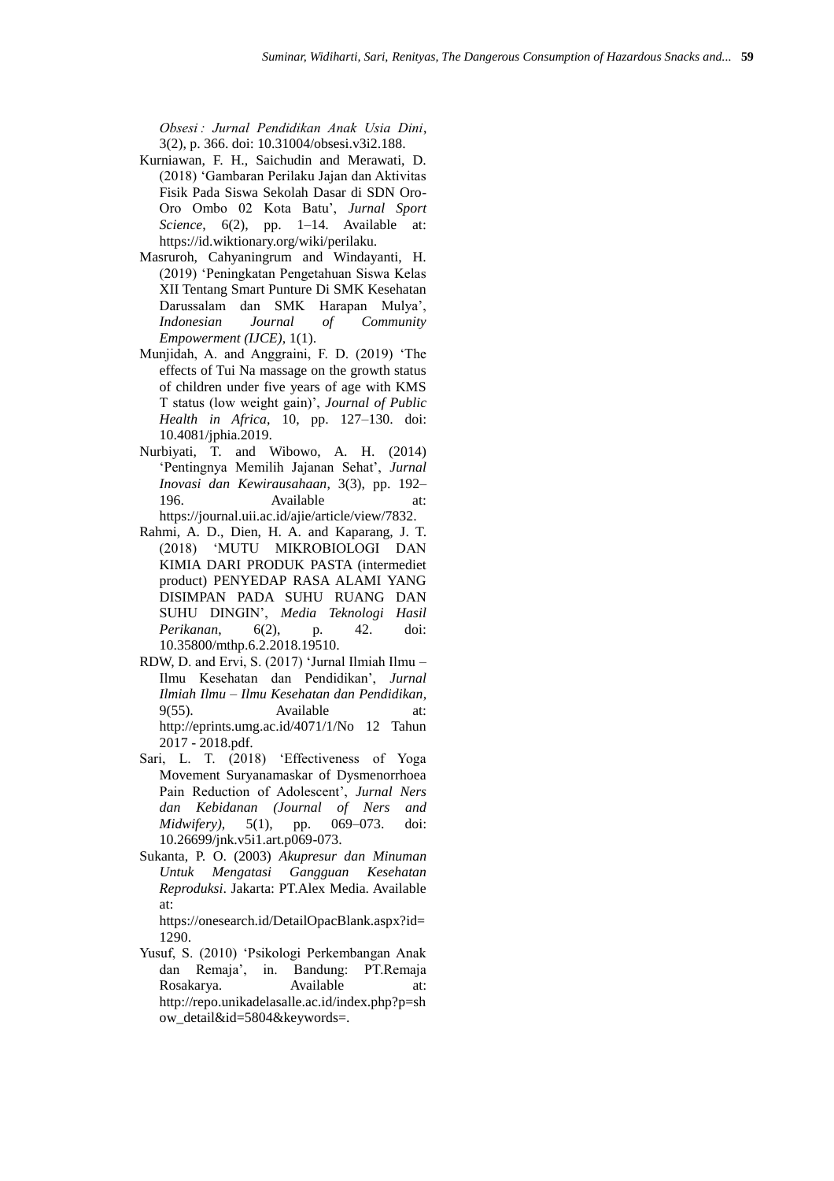*Obsesi : Jurnal Pendidikan Anak Usia Dini*, 3(2), p. 366. doi: 10.31004/obsesi.v3i2.188.

Kurniawan, F. H., Saichudin and Merawati, D. (2018) 'Gambaran Perilaku Jajan dan Aktivitas Fisik Pada Siswa Sekolah Dasar di SDN Oro-Oro Ombo 02 Kota Batu', *Jurnal Sport Science*, 6(2), pp. 1–14. Available at: https://id.wiktionary.org/wiki/perilaku.

Masruroh, Cahyaningrum and Windayanti, H. (2019) 'Peningkatan Pengetahuan Siswa Kelas XII Tentang Smart Punture Di SMK Kesehatan Darussalam dan SMK Harapan Mulya', *Indonesian Journal of Community Empowerment (IJCE)*, 1(1).

Munjidah, A. and Anggraini, F. D. (2019) 'The effects of Tui Na massage on the growth status of children under five years of age with KMS T status (low weight gain)', *Journal of Public Health in Africa*, 10, pp. 127–130. doi: 10.4081/jphia.2019.

Nurbiyati, T. and Wibowo, A. H. (2014) 'Pentingnya Memilih Jajanan Sehat', *Jurnal Inovasi dan Kewirausahaan*, 3(3), pp. 192–196. Available at: https://journal.uii.ac.id/ajie/article/view/7832.

Rahmi, A. D., Dien, H. A. and Kaparang, J. T. (2018) 'MUTU MIKROBIOLOGI DAN KIMIA DARI PRODUK PASTA (intermediet product) PENYEDAP RASA ALAMI YANG DISIMPAN PADA SUHU RUANG DAN SUHU DINGIN', *Media Teknologi Hasil Perikanan*, 6(2), p. 42. doi: 10.35800/mthp.6.2.2018.19510.

RDW, D. and Ervi, S. (2017) 'Jurnal Ilmiah Ilmu – Ilmu Kesehatan dan Pendidikan', *Jurnal Ilmiah Ilmu – Ilmu Kesehatan dan Pendidikan*, 9(55). Available at: http://eprints.umg.ac.id/4071/1/No 12 Tahun 2017 - 2018.pdf.

Sari, L. T. (2018) 'Effectiveness of Yoga Movement Suryanamaskar of Dysmenorrhoea Pain Reduction of Adolescent', *Jurnal Ners dan Kebidanan (Journal of Ners and Midwifery)*, 5(1), pp. 069–073. doi: 10.26699/jnk.v5i1.art.p069-073.

Sukanta, P. O. (2003) *Akupresur dan Minuman Untuk Mengatasi Gangguan Kesehatan Reproduksi*. Jakarta: PT.Alex Media. Available at: https://onesearch.id/DetailOpacBlank.aspx?id=1290.

Yusuf, S. (2010) 'Psikologi Perkembangan Anak dan Remaja', in. Bandung: PT.Remaja Rosakarya. Available at: http://repo.unikadelasalle.ac.id/index.php?p=show_detail&id=5804&keywords=.